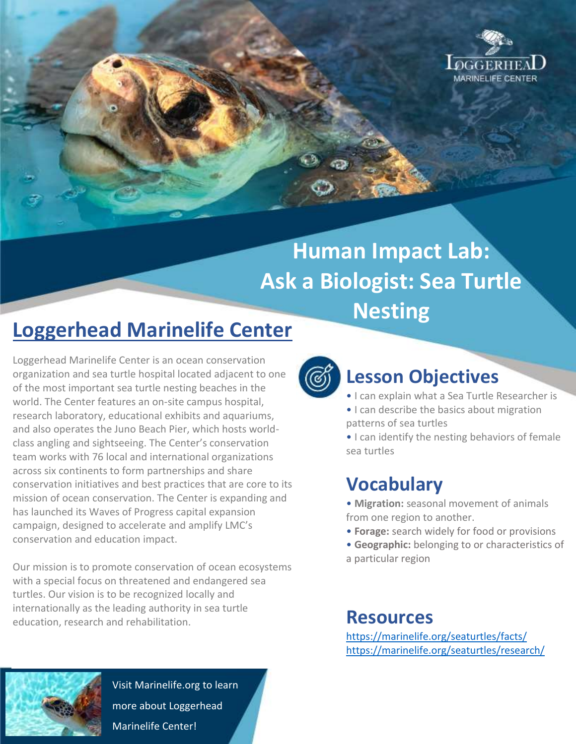# Human Impact Lab: Ask a Biologist: Sea Turtle Nesting

## Loggerhead Marinelife Center

Loggerhead Marinelife Center is an ocean conservation organization and sea turtle hospital located adjacent to one of the most important sea turtle nesting beaches in the world. The Center features an on-site campus hospital, research laboratory, educational exhibits and aquariums, and also operates the Juno Beach Pier, which hosts world-class angling and sightseeing. The Center's conservation team works with 76 local and international organizations across six continents to form partnerships and share conservation initiatives and best practices that are core to its mission of ocean conservation. The Center is expanding and has launched its Waves of Progress capital expansion campaign, designed to accelerate and amplify LMC's conservation and education impact.

Our mission is to promote conservation of ocean ecosystems with a special focus on threatened and endangered sea turtles. Our vision is to be recognized locally and internationally as the leading authority in sea turtle education, research and rehabilitation.

Visit Marinelife.org to learn more about Loggerhead Marinelife Center!

## Lesson Objectives

- I can explain what a Sea Turtle Researcher is
- I can describe the basics about migration patterns of sea turtles
- I can identify the nesting behaviors of female sea turtles

## Vocabulary

- **Migration:** seasonal movement of animals from one region to another.
- **Forage:** search widely for food or provisions
- **Geographic:** belonging to or characteristics of a particular region

## Resources

https://marinelife.org/seaturtles/facts/
https://marinelife.org/seaturtles/research/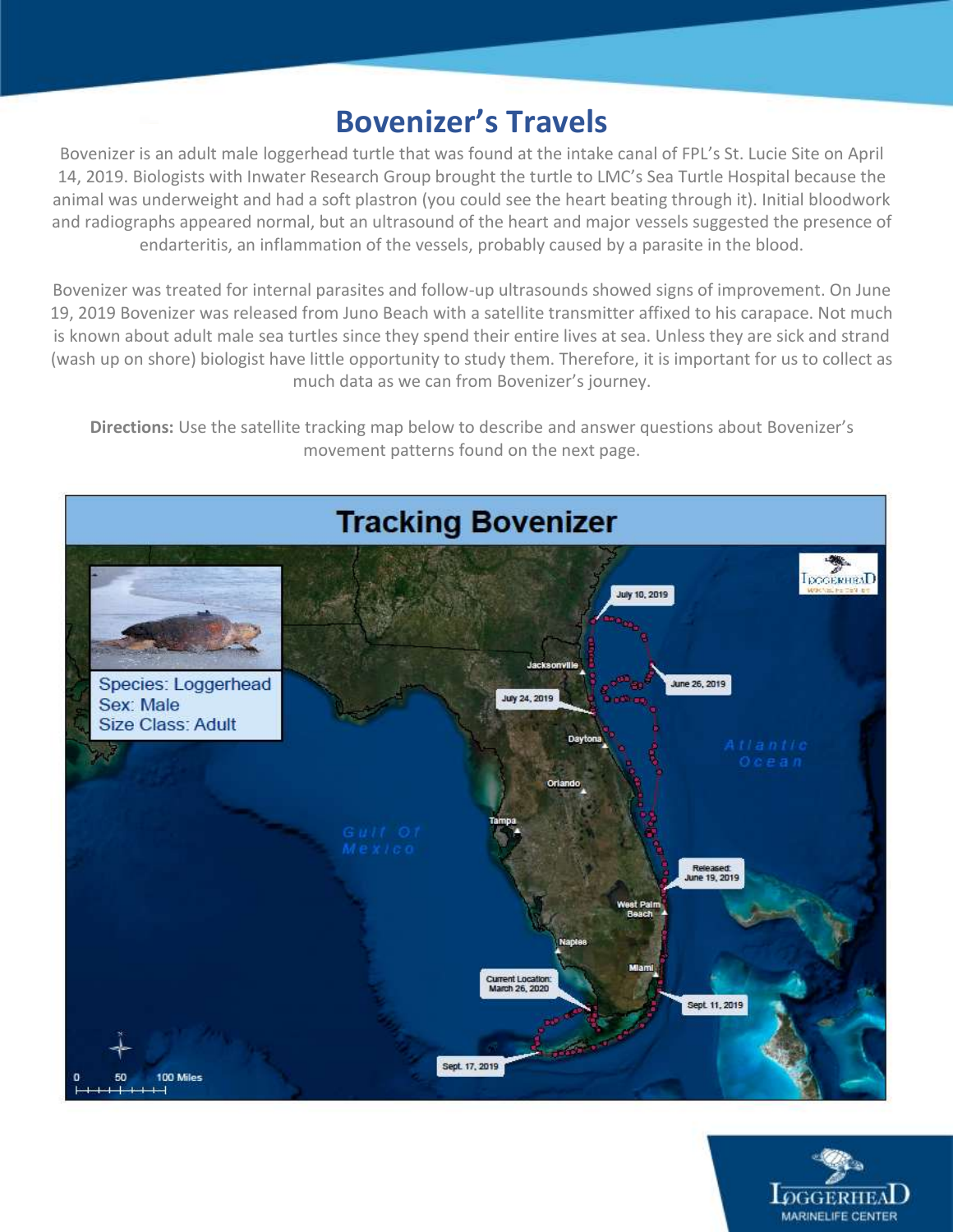# Bovenizer's Travels

Bovenizer is an adult male loggerhead turtle that was found at the intake canal of FPL's St. Lucie Site on April 14, 2019. Biologists with Inwater Research Group brought the turtle to LMC's Sea Turtle Hospital because the animal was underweight and had a soft plastron (you could see the heart beating through it). Initial bloodwork and radiographs appeared normal, but an ultrasound of the heart and major vessels suggested the presence of endarteritis, an inflammation of the vessels, probably caused by a parasite in the blood.

Bovenizer was treated for internal parasites and follow-up ultrasounds showed signs of improvement. On June 19, 2019 Bovenizer was released from Juno Beach with a satellite transmitter affixed to his carapace. Not much is known about adult male sea turtles since they spend their entire lives at sea. Unless they are sick and strand (wash up on shore) biologist have little opportunity to study them. Therefore, it is important for us to collect as much data as we can from Bovenizer's journey.

**Directions:** Use the satellite tracking map below to describe and answer questions about Bovenizer's movement patterns found on the next page.

## Tracking Bovenizer

Species: Loggerhead
Sex: Male
Size Class: Adult

July 10, 2019
June 26, 2019
July 24, 2019
Jacksonville
Daytona
Orlando
Tampa
Atlantic Ocean
Gulf Of Mexico
Released: June 19, 2019
West Palm Beach
Naples
Miami
Current Location: March 26, 2020
Sept. 11, 2019
Sept. 17, 2019

0 50 100 Miles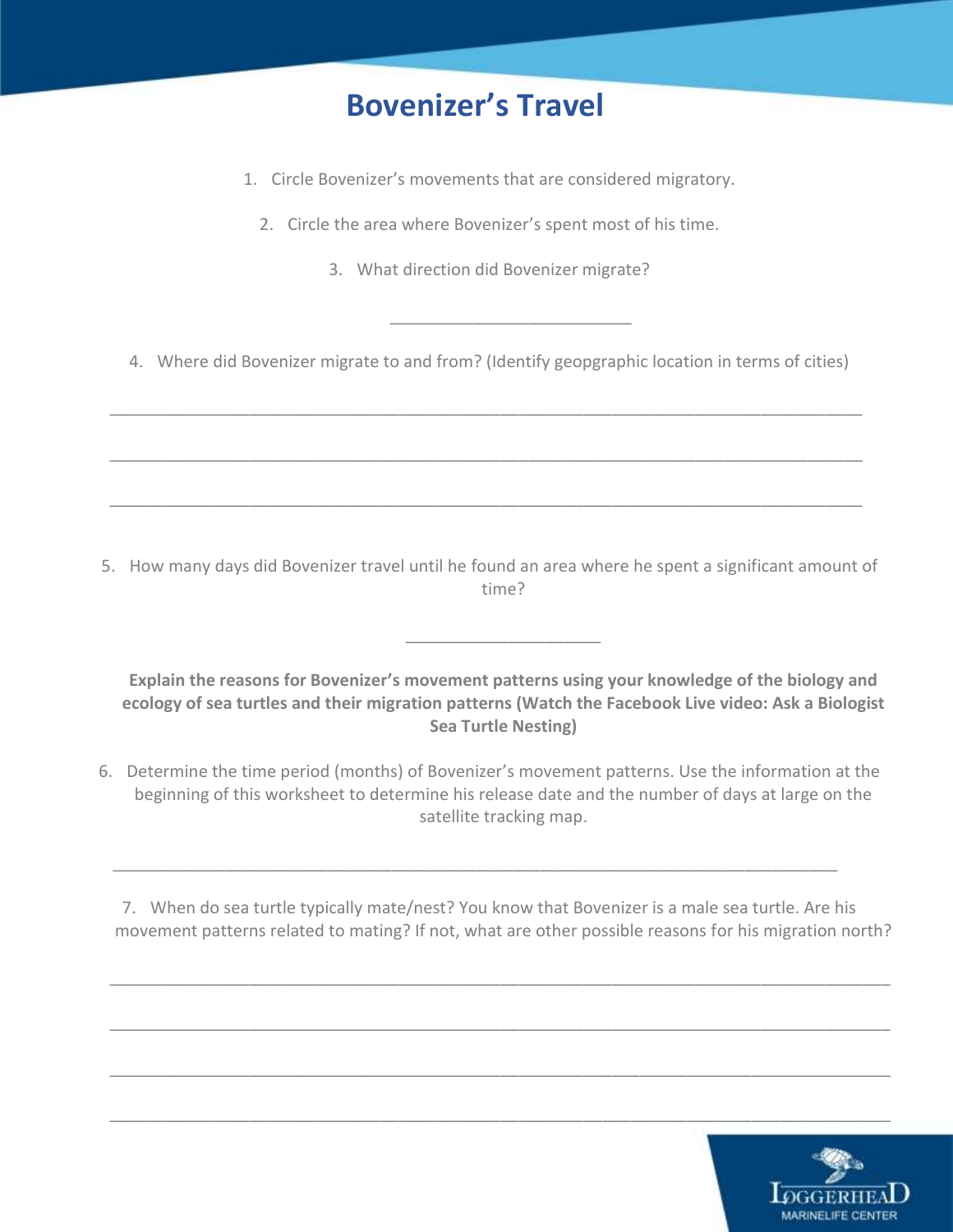# Bovenizer's Travel

1. Circle Bovenizer's movements that are considered migratory.

2. Circle the area where Bovenizer's spent most of his time.

3. What direction did Bovenizer migrate?

   ___________________________

4. Where did Bovenizer migrate to and from? (Identify geopgraphic location in terms of cities)

   ___________________________________________________________________________________

   ___________________________________________________________________________________

   ___________________________________________________________________________________

5. How many days did Bovenizer travel until he found an area where he spent a significant amount of time?

   ______________________

**Explain the reasons for Bovenizer's movement patterns using your knowledge of the biology and ecology of sea turtles and their migration patterns (Watch the Facebook Live video: Ask a Biologist Sea Turtle Nesting)**

6. Determine the time period (months) of Bovenizer's movement patterns. Use the information at the beginning of this worksheet to determine his release date and the number of days at large on the satellite tracking map.

   ___________________________________________________________________________________

7. When do sea turtle typically mate/nest? You know that Bovenizer is a male sea turtle. Are his movement patterns related to mating? If not, what are other possible reasons for his migration north?

   ___________________________________________________________________________________

   ___________________________________________________________________________________

   ___________________________________________________________________________________

   ___________________________________________________________________________________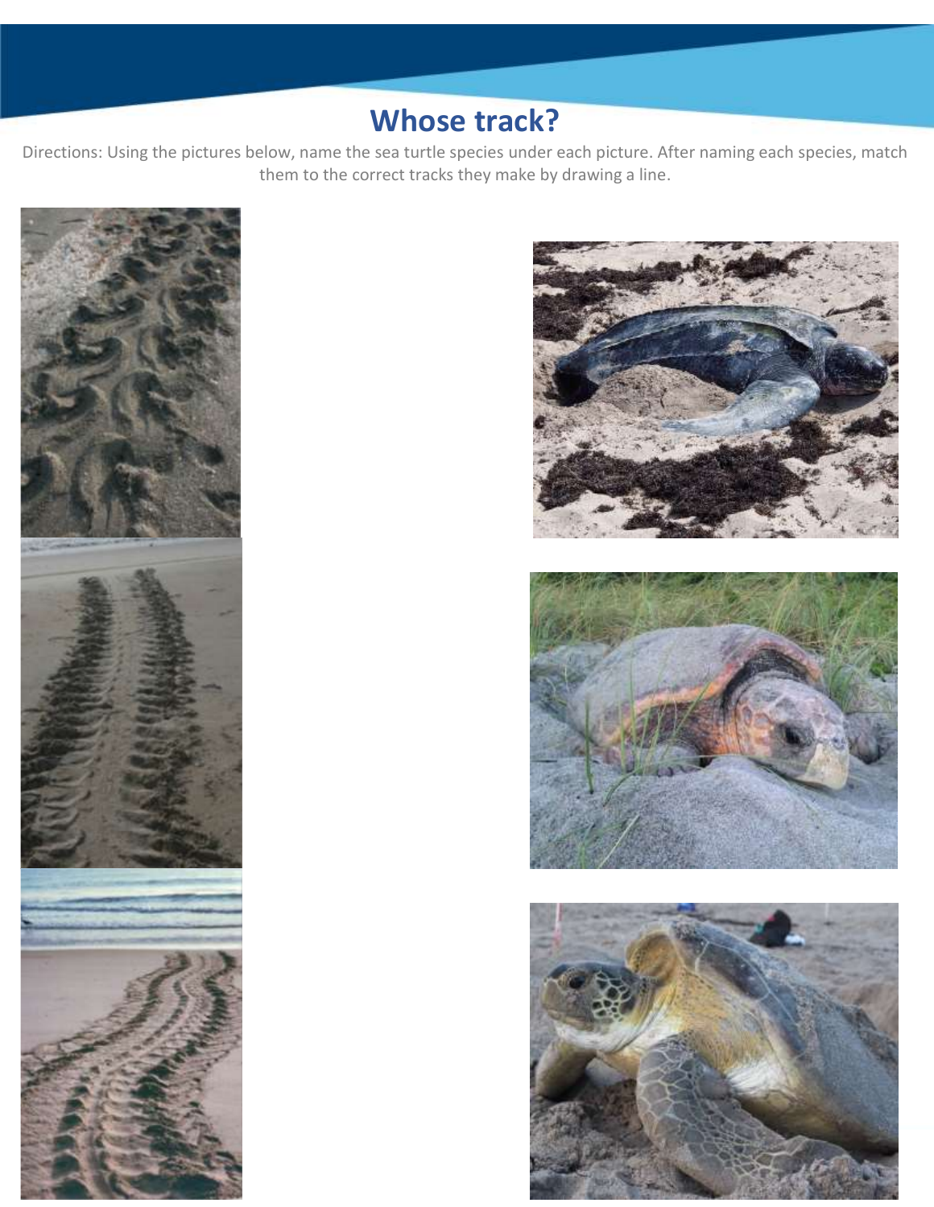# Whose track?

Directions: Using the pictures below, name the sea turtle species under each picture. After naming each species, match them to the correct tracks they make by drawing a line.